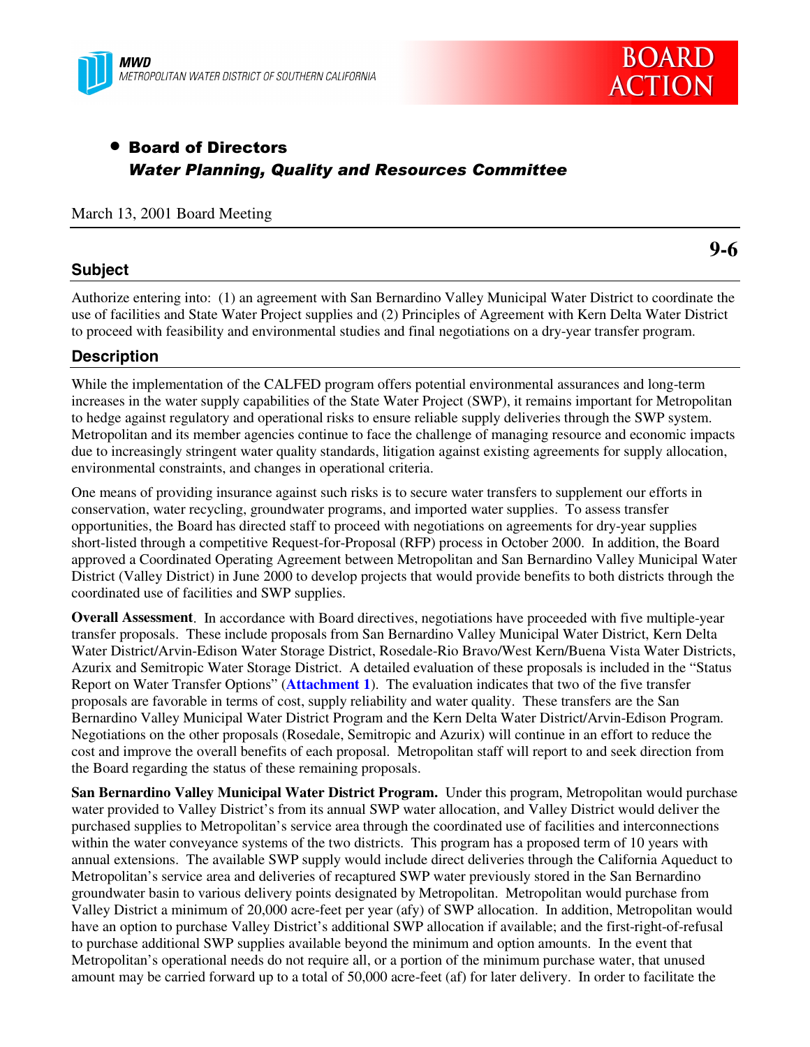MWD
METROPOLITAN WATER DISTRICT OF SOUTHERN CALIFORNIA

BOARD ACTION

- **Board of Directors**
  ***Water Planning, Quality and Resources Committee***

March 13, 2001 Board Meeting

**9-6**

## Subject

Authorize entering into: (1) an agreement with San Bernardino Valley Municipal Water District to coordinate the use of facilities and State Water Project supplies and (2) Principles of Agreement with Kern Delta Water District to proceed with feasibility and environmental studies and final negotiations on a dry-year transfer program.

## Description

While the implementation of the CALFED program offers potential environmental assurances and long-term increases in the water supply capabilities of the State Water Project (SWP), it remains important for Metropolitan to hedge against regulatory and operational risks to ensure reliable supply deliveries through the SWP system. Metropolitan and its member agencies continue to face the challenge of managing resource and economic impacts due to increasingly stringent water quality standards, litigation against existing agreements for supply allocation, environmental constraints, and changes in operational criteria.

One means of providing insurance against such risks is to secure water transfers to supplement our efforts in conservation, water recycling, groundwater programs, and imported water supplies. To assess transfer opportunities, the Board has directed staff to proceed with negotiations on agreements for dry-year supplies short-listed through a competitive Request-for-Proposal (RFP) process in October 2000. In addition, the Board approved a Coordinated Operating Agreement between Metropolitan and San Bernardino Valley Municipal Water District (Valley District) in June 2000 to develop projects that would provide benefits to both districts through the coordinated use of facilities and SWP supplies.

**Overall Assessment**. In accordance with Board directives, negotiations have proceeded with five multiple-year transfer proposals. These include proposals from San Bernardino Valley Municipal Water District, Kern Delta Water District/Arvin-Edison Water Storage District, Rosedale-Rio Bravo/West Kern/Buena Vista Water Districts, Azurix and Semitropic Water Storage District. A detailed evaluation of these proposals is included in the "Status Report on Water Transfer Options" (**Attachment 1**). The evaluation indicates that two of the five transfer proposals are favorable in terms of cost, supply reliability and water quality. These transfers are the San Bernardino Valley Municipal Water District Program and the Kern Delta Water District/Arvin-Edison Program. Negotiations on the other proposals (Rosedale, Semitropic and Azurix) will continue in an effort to reduce the cost and improve the overall benefits of each proposal. Metropolitan staff will report to and seek direction from the Board regarding the status of these remaining proposals.

**San Bernardino Valley Municipal Water District Program.** Under this program, Metropolitan would purchase water provided to Valley District's from its annual SWP water allocation, and Valley District would deliver the purchased supplies to Metropolitan's service area through the coordinated use of facilities and interconnections within the water conveyance systems of the two districts. This program has a proposed term of 10 years with annual extensions. The available SWP supply would include direct deliveries through the California Aqueduct to Metropolitan's service area and deliveries of recaptured SWP water previously stored in the San Bernardino groundwater basin to various delivery points designated by Metropolitan. Metropolitan would purchase from Valley District a minimum of 20,000 acre-feet per year (afy) of SWP allocation. In addition, Metropolitan would have an option to purchase Valley District's additional SWP allocation if available; and the first-right-of-refusal to purchase additional SWP supplies available beyond the minimum and option amounts. In the event that Metropolitan's operational needs do not require all, or a portion of the minimum purchase water, that unused amount may be carried forward up to a total of 50,000 acre-feet (af) for later delivery. In order to facilitate the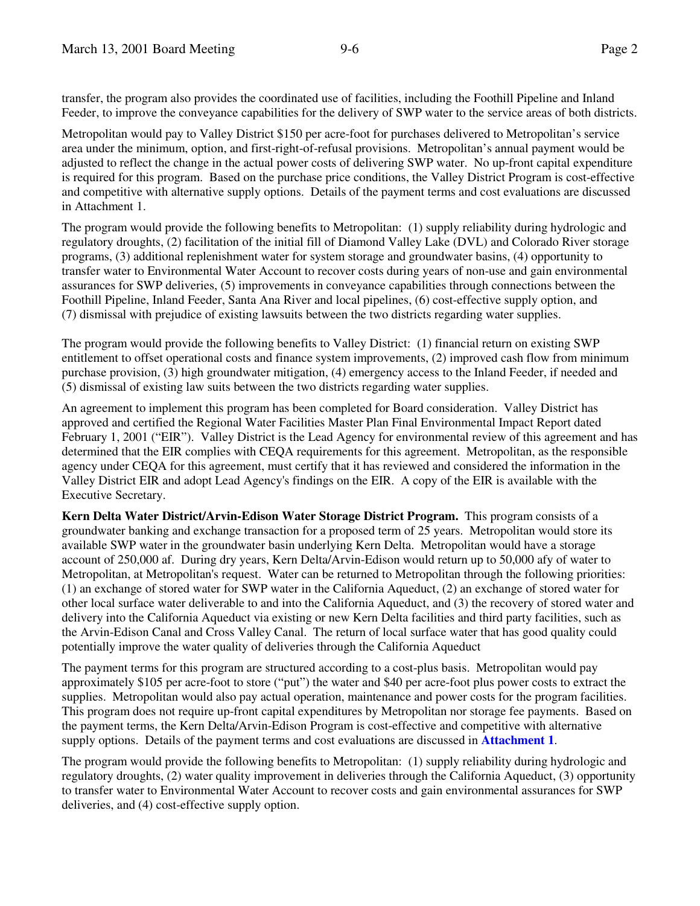transfer, the program also provides the coordinated use of facilities, including the Foothill Pipeline and Inland Feeder, to improve the conveyance capabilities for the delivery of SWP water to the service areas of both districts.

Metropolitan would pay to Valley District $150 per acre-foot for purchases delivered to Metropolitan's service area under the minimum, option, and first-right-of-refusal provisions. Metropolitan's annual payment would be adjusted to reflect the change in the actual power costs of delivering SWP water. No up-front capital expenditure is required for this program. Based on the purchase price conditions, the Valley District Program is cost-effective and competitive with alternative supply options. Details of the payment terms and cost evaluations are discussed in Attachment 1.

The program would provide the following benefits to Metropolitan: (1) supply reliability during hydrologic and regulatory droughts, (2) facilitation of the initial fill of Diamond Valley Lake (DVL) and Colorado River storage programs, (3) additional replenishment water for system storage and groundwater basins, (4) opportunity to transfer water to Environmental Water Account to recover costs during years of non-use and gain environmental assurances for SWP deliveries, (5) improvements in conveyance capabilities through connections between the Foothill Pipeline, Inland Feeder, Santa Ana River and local pipelines, (6) cost-effective supply option, and (7) dismissal with prejudice of existing lawsuits between the two districts regarding water supplies.

The program would provide the following benefits to Valley District: (1) financial return on existing SWP entitlement to offset operational costs and finance system improvements, (2) improved cash flow from minimum purchase provision, (3) high groundwater mitigation, (4) emergency access to the Inland Feeder, if needed and (5) dismissal of existing law suits between the two districts regarding water supplies.

An agreement to implement this program has been completed for Board consideration. Valley District has approved and certified the Regional Water Facilities Master Plan Final Environmental Impact Report dated February 1, 2001 ("EIR"). Valley District is the Lead Agency for environmental review of this agreement and has determined that the EIR complies with CEQA requirements for this agreement. Metropolitan, as the responsible agency under CEQA for this agreement, must certify that it has reviewed and considered the information in the Valley District EIR and adopt Lead Agency's findings on the EIR. A copy of the EIR is available with the Executive Secretary.

**Kern Delta Water District/Arvin-Edison Water Storage District Program.** This program consists of a groundwater banking and exchange transaction for a proposed term of 25 years. Metropolitan would store its available SWP water in the groundwater basin underlying Kern Delta. Metropolitan would have a storage account of 250,000 af. During dry years, Kern Delta/Arvin-Edison would return up to 50,000 afy of water to Metropolitan, at Metropolitan's request. Water can be returned to Metropolitan through the following priorities: (1) an exchange of stored water for SWP water in the California Aqueduct, (2) an exchange of stored water for other local surface water deliverable to and into the California Aqueduct, and (3) the recovery of stored water and delivery into the California Aqueduct via existing or new Kern Delta facilities and third party facilities, such as the Arvin-Edison Canal and Cross Valley Canal. The return of local surface water that has good quality could potentially improve the water quality of deliveries through the California Aqueduct

The payment terms for this program are structured according to a cost-plus basis. Metropolitan would pay approximately $105 per acre-foot to store ("put") the water and $40 per acre-foot plus power costs to extract the supplies. Metropolitan would also pay actual operation, maintenance and power costs for the program facilities. This program does not require up-front capital expenditures by Metropolitan nor storage fee payments. Based on the payment terms, the Kern Delta/Arvin-Edison Program is cost-effective and competitive with alternative supply options. Details of the payment terms and cost evaluations are discussed in **Attachment 1**.

The program would provide the following benefits to Metropolitan: (1) supply reliability during hydrologic and regulatory droughts, (2) water quality improvement in deliveries through the California Aqueduct, (3) opportunity to transfer water to Environmental Water Account to recover costs and gain environmental assurances for SWP deliveries, and (4) cost-effective supply option.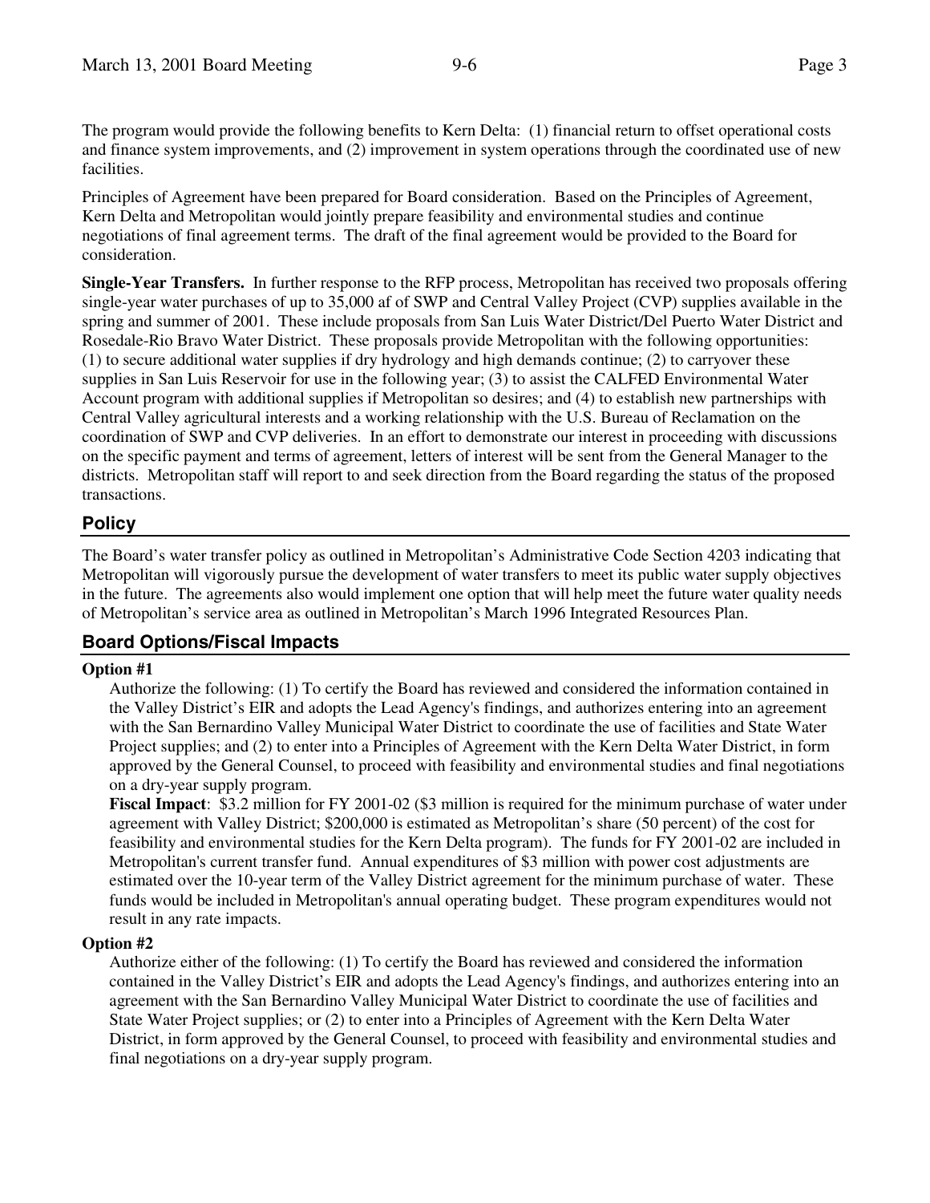The program would provide the following benefits to Kern Delta: (1) financial return to offset operational costs and finance system improvements, and (2) improvement in system operations through the coordinated use of new facilities.

Principles of Agreement have been prepared for Board consideration. Based on the Principles of Agreement, Kern Delta and Metropolitan would jointly prepare feasibility and environmental studies and continue negotiations of final agreement terms. The draft of the final agreement would be provided to the Board for consideration.

**Single-Year Transfers.** In further response to the RFP process, Metropolitan has received two proposals offering single-year water purchases of up to 35,000 af of SWP and Central Valley Project (CVP) supplies available in the spring and summer of 2001. These include proposals from San Luis Water District/Del Puerto Water District and Rosedale-Rio Bravo Water District. These proposals provide Metropolitan with the following opportunities: (1) to secure additional water supplies if dry hydrology and high demands continue; (2) to carryover these supplies in San Luis Reservoir for use in the following year; (3) to assist the CALFED Environmental Water Account program with additional supplies if Metropolitan so desires; and (4) to establish new partnerships with Central Valley agricultural interests and a working relationship with the U.S. Bureau of Reclamation on the coordination of SWP and CVP deliveries. In an effort to demonstrate our interest in proceeding with discussions on the specific payment and terms of agreement, letters of interest will be sent from the General Manager to the districts. Metropolitan staff will report to and seek direction from the Board regarding the status of the proposed transactions.

## Policy

The Board's water transfer policy as outlined in Metropolitan's Administrative Code Section 4203 indicating that Metropolitan will vigorously pursue the development of water transfers to meet its public water supply objectives in the future. The agreements also would implement one option that will help meet the future water quality needs of Metropolitan's service area as outlined in Metropolitan's March 1996 Integrated Resources Plan.

## Board Options/Fiscal Impacts

**Option #1**

Authorize the following: (1) To certify the Board has reviewed and considered the information contained in the Valley District's EIR and adopts the Lead Agency's findings, and authorizes entering into an agreement with the San Bernardino Valley Municipal Water District to coordinate the use of facilities and State Water Project supplies; and (2) to enter into a Principles of Agreement with the Kern Delta Water District, in form approved by the General Counsel, to proceed with feasibility and environmental studies and final negotiations on a dry-year supply program.

**Fiscal Impact**: $3.2 million for FY 2001-02 ($3 million is required for the minimum purchase of water under agreement with Valley District; $200,000 is estimated as Metropolitan's share (50 percent) of the cost for feasibility and environmental studies for the Kern Delta program). The funds for FY 2001-02 are included in Metropolitan's current transfer fund. Annual expenditures of $3 million with power cost adjustments are estimated over the 10-year term of the Valley District agreement for the minimum purchase of water. These funds would be included in Metropolitan's annual operating budget. These program expenditures would not result in any rate impacts.

**Option #2**

Authorize either of the following: (1) To certify the Board has reviewed and considered the information contained in the Valley District's EIR and adopts the Lead Agency's findings, and authorizes entering into an agreement with the San Bernardino Valley Municipal Water District to coordinate the use of facilities and State Water Project supplies; or (2) to enter into a Principles of Agreement with the Kern Delta Water District, in form approved by the General Counsel, to proceed with feasibility and environmental studies and final negotiations on a dry-year supply program.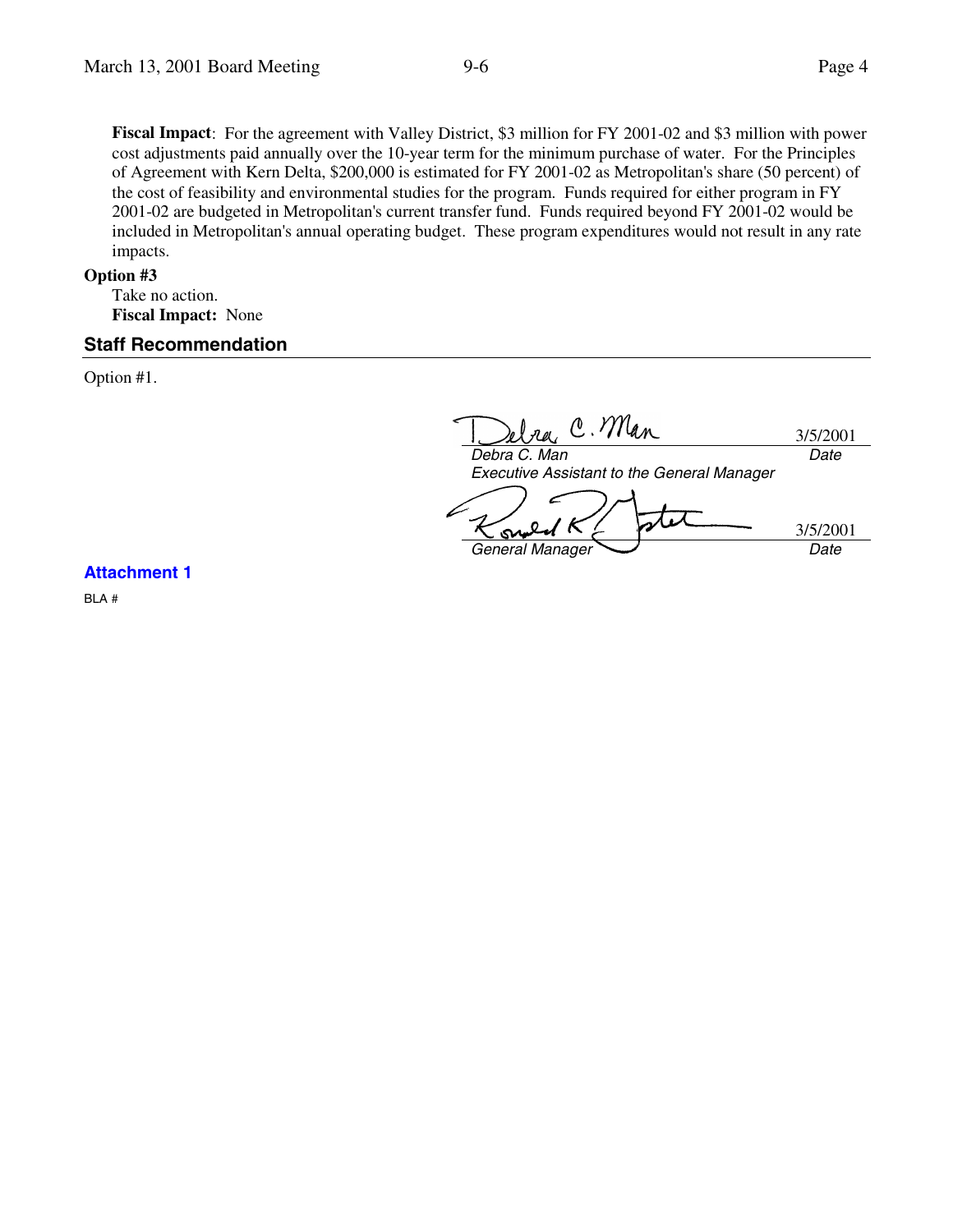**Fiscal Impact**: For the agreement with Valley District, $3 million for FY 2001-02 and $3 million with power cost adjustments paid annually over the 10-year term for the minimum purchase of water. For the Principles of Agreement with Kern Delta, $200,000 is estimated for FY 2001-02 as Metropolitan's share (50 percent) of the cost of feasibility and environmental studies for the program. Funds required for either program in FY 2001-02 are budgeted in Metropolitan's current transfer fund. Funds required beyond FY 2001-02 would be included in Metropolitan's annual operating budget. These program expenditures would not result in any rate impacts.

**Option #3**

Take no action.

**Fiscal Impact:** None

## Staff Recommendation

Option #1.

| | |
|---|---|
| Debra C. Man | 3/5/2001 |
| *Debra C. Man* | *Date* |
| *Executive Assistant to the General Manager* | |
| Ronald R. Gastelum | 3/5/2001 |
| *General Manager* | *Date* |

**Attachment 1**

BLA #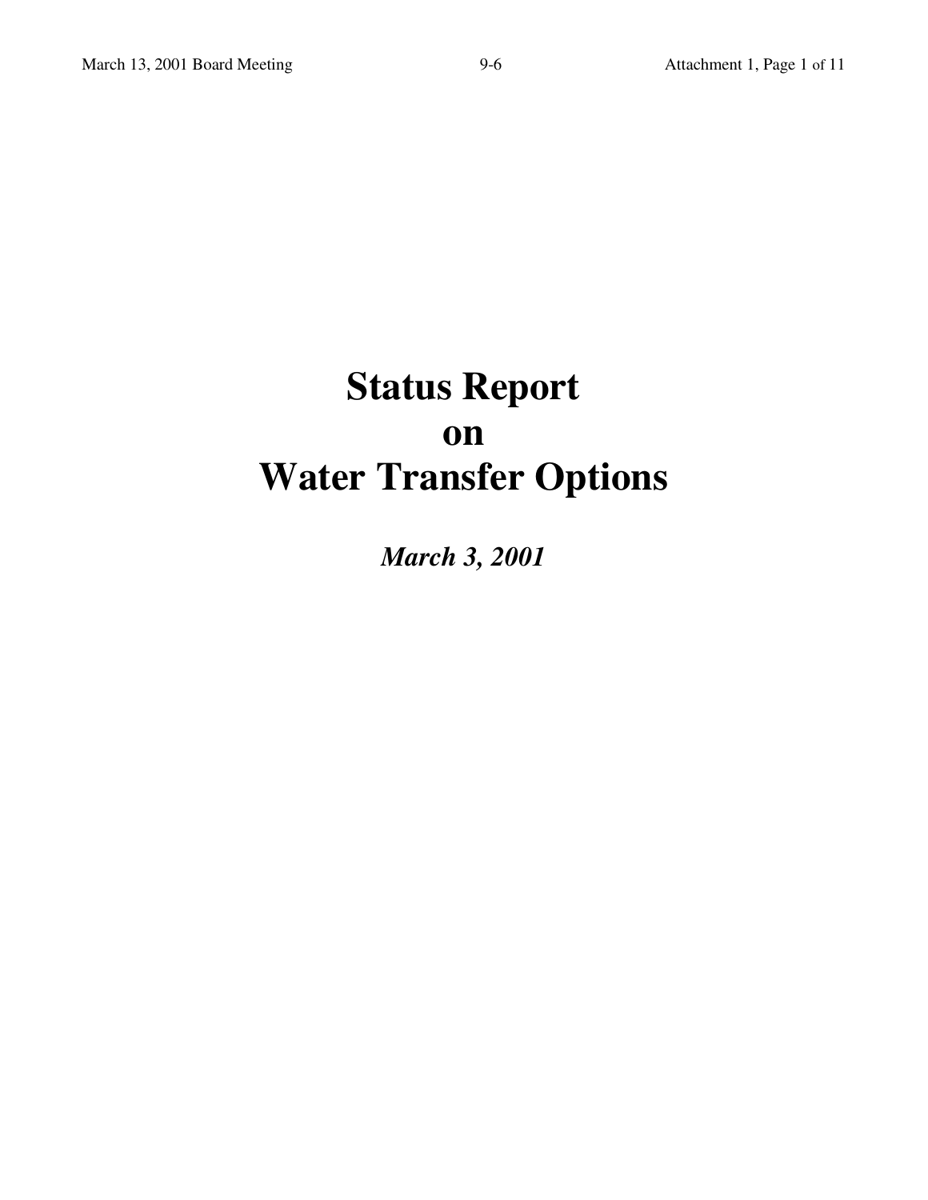# Status Report on Water Transfer Options

*March 3, 2001*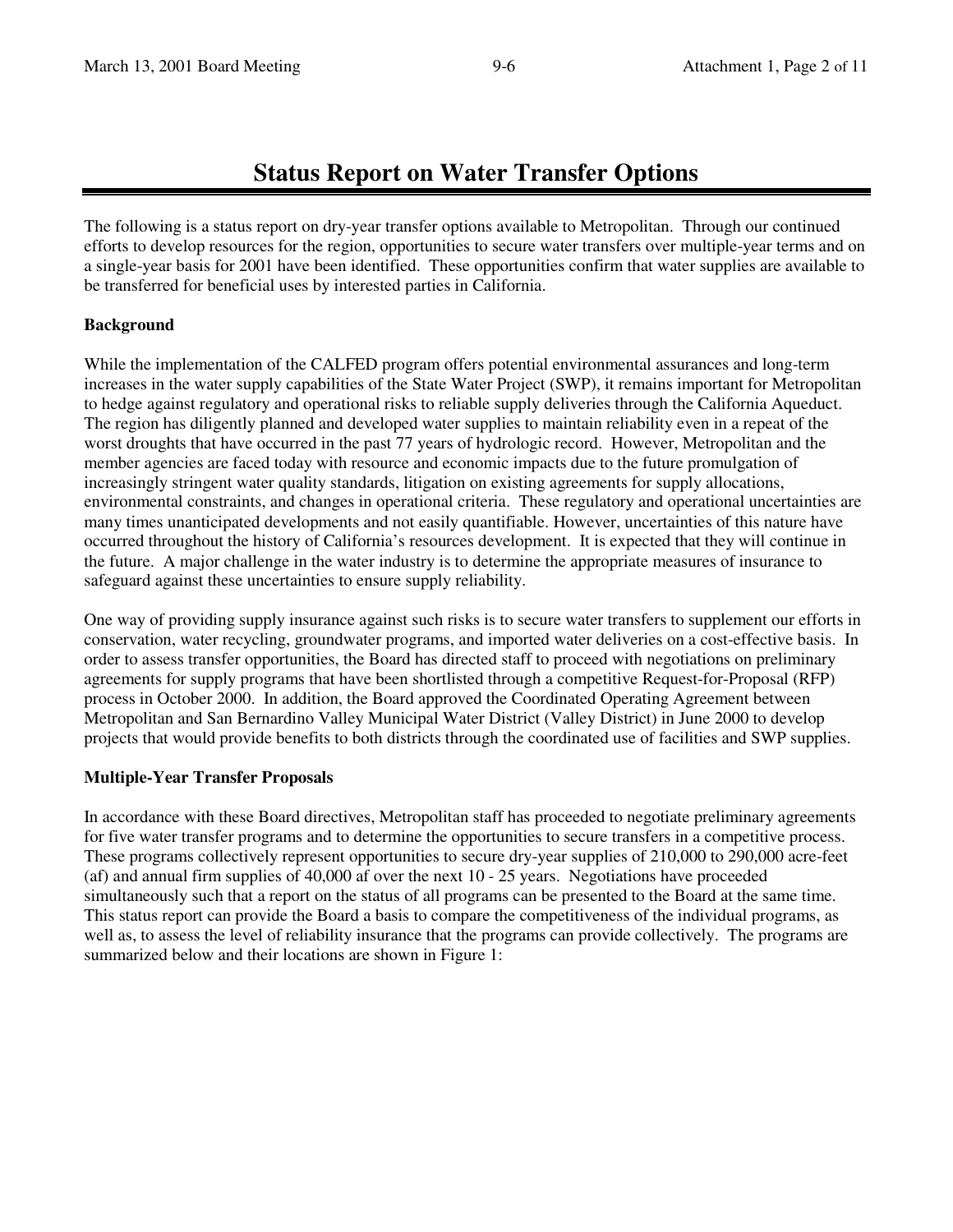# Status Report on Water Transfer Options

The following is a status report on dry-year transfer options available to Metropolitan. Through our continued efforts to develop resources for the region, opportunities to secure water transfers over multiple-year terms and on a single-year basis for 2001 have been identified. These opportunities confirm that water supplies are available to be transferred for beneficial uses by interested parties in California.

**Background**

While the implementation of the CALFED program offers potential environmental assurances and long-term increases in the water supply capabilities of the State Water Project (SWP), it remains important for Metropolitan to hedge against regulatory and operational risks to reliable supply deliveries through the California Aqueduct. The region has diligently planned and developed water supplies to maintain reliability even in a repeat of the worst droughts that have occurred in the past 77 years of hydrologic record. However, Metropolitan and the member agencies are faced today with resource and economic impacts due to the future promulgation of increasingly stringent water quality standards, litigation on existing agreements for supply allocations, environmental constraints, and changes in operational criteria. These regulatory and operational uncertainties are many times unanticipated developments and not easily quantifiable. However, uncertainties of this nature have occurred throughout the history of California's resources development. It is expected that they will continue in the future. A major challenge in the water industry is to determine the appropriate measures of insurance to safeguard against these uncertainties to ensure supply reliability.

One way of providing supply insurance against such risks is to secure water transfers to supplement our efforts in conservation, water recycling, groundwater programs, and imported water deliveries on a cost-effective basis. In order to assess transfer opportunities, the Board has directed staff to proceed with negotiations on preliminary agreements for supply programs that have been shortlisted through a competitive Request-for-Proposal (RFP) process in October 2000. In addition, the Board approved the Coordinated Operating Agreement between Metropolitan and San Bernardino Valley Municipal Water District (Valley District) in June 2000 to develop projects that would provide benefits to both districts through the coordinated use of facilities and SWP supplies.

**Multiple-Year Transfer Proposals**

In accordance with these Board directives, Metropolitan staff has proceeded to negotiate preliminary agreements for five water transfer programs and to determine the opportunities to secure transfers in a competitive process. These programs collectively represent opportunities to secure dry-year supplies of 210,000 to 290,000 acre-feet (af) and annual firm supplies of 40,000 af over the next 10 - 25 years. Negotiations have proceeded simultaneously such that a report on the status of all programs can be presented to the Board at the same time. This status report can provide the Board a basis to compare the competitiveness of the individual programs, as well as, to assess the level of reliability insurance that the programs can provide collectively. The programs are summarized below and their locations are shown in Figure 1: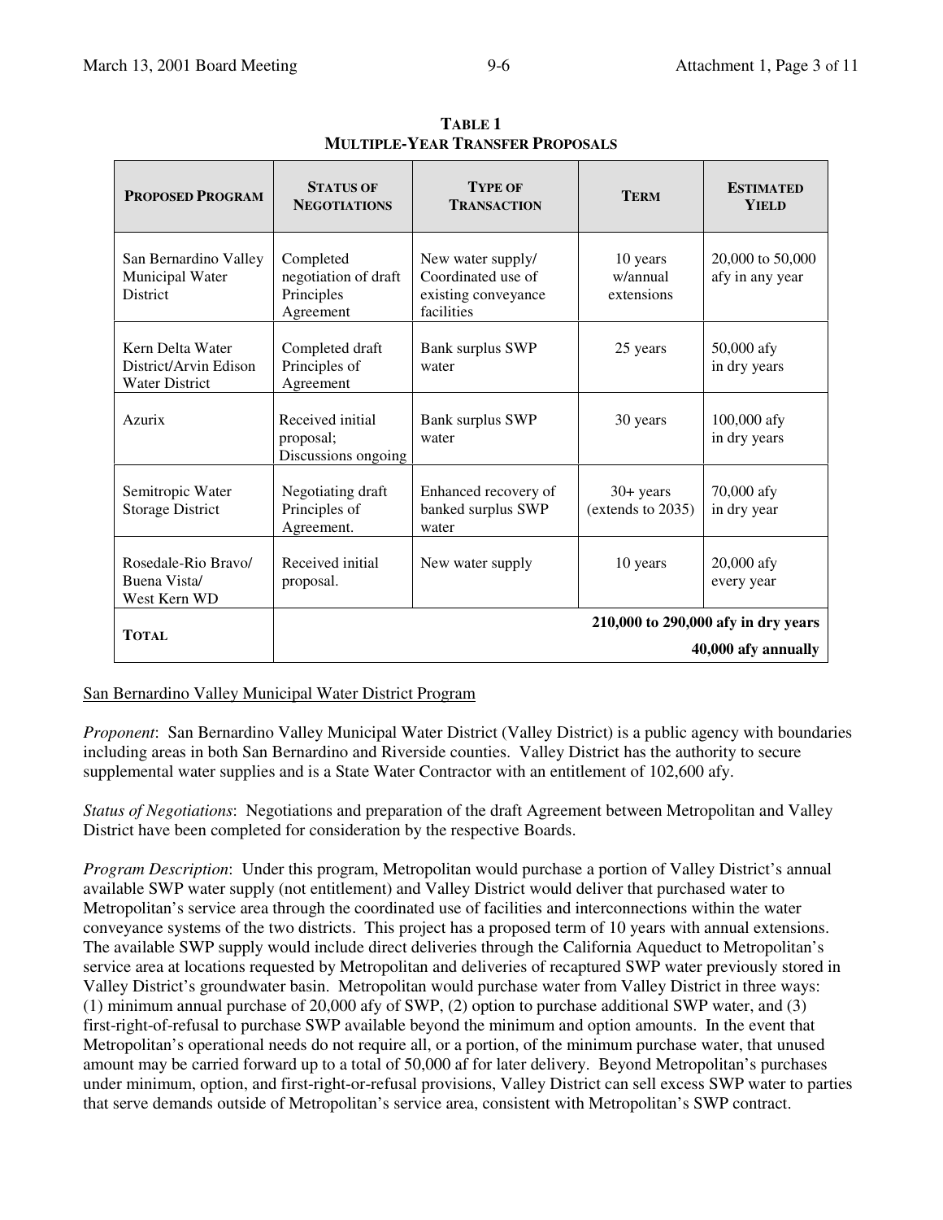**TABLE 1**
**MULTIPLE-YEAR TRANSFER PROPOSALS**

| PROPOSED PROGRAM | STATUS OF NEGOTIATIONS | TYPE OF TRANSACTION | TERM | ESTIMATED YIELD |
|---|---|---|---|---|
| San Bernardino Valley Municipal Water District | Completed negotiation of draft Principles Agreement | New water supply/ Coordinated use of existing conveyance facilities | 10 years w/annual extensions | 20,000 to 50,000 afy in any year |
| Kern Delta Water District/Arvin Edison Water District | Completed draft Principles of Agreement | Bank surplus SWP water | 25 years | 50,000 afy in dry years |
| Azurix | Received initial proposal; Discussions ongoing | Bank surplus SWP water | 30 years | 100,000 afy in dry years |
| Semitropic Water Storage District | Negotiating draft Principles of Agreement. | Enhanced recovery of banked surplus SWP water | 30+ years (extends to 2035) | 70,000 afy in dry year |
| Rosedale-Rio Bravo/ Buena Vista/ West Kern WD | Received initial proposal. | New water supply | 10 years | 20,000 afy every year |
| **TOTAL** | | | | **210,000 to 290,000 afy in dry years** **40,000 afy annually** |

San Bernardino Valley Municipal Water District Program

*Proponent*: San Bernardino Valley Municipal Water District (Valley District) is a public agency with boundaries including areas in both San Bernardino and Riverside counties. Valley District has the authority to secure supplemental water supplies and is a State Water Contractor with an entitlement of 102,600 afy.

*Status of Negotiations*: Negotiations and preparation of the draft Agreement between Metropolitan and Valley District have been completed for consideration by the respective Boards.

*Program Description*: Under this program, Metropolitan would purchase a portion of Valley District's annual available SWP water supply (not entitlement) and Valley District would deliver that purchased water to Metropolitan's service area through the coordinated use of facilities and interconnections within the water conveyance systems of the two districts. This project has a proposed term of 10 years with annual extensions. The available SWP supply would include direct deliveries through the California Aqueduct to Metropolitan's service area at locations requested by Metropolitan and deliveries of recaptured SWP water previously stored in Valley District's groundwater basin. Metropolitan would purchase water from Valley District in three ways: (1) minimum annual purchase of 20,000 afy of SWP, (2) option to purchase additional SWP water, and (3) first-right-of-refusal to purchase SWP available beyond the minimum and option amounts. In the event that Metropolitan's operational needs do not require all, or a portion, of the minimum purchase water, that unused amount may be carried forward up to a total of 50,000 af for later delivery. Beyond Metropolitan's purchases under minimum, option, and first-right-or-refusal provisions, Valley District can sell excess SWP water to parties that serve demands outside of Metropolitan's service area, consistent with Metropolitan's SWP contract.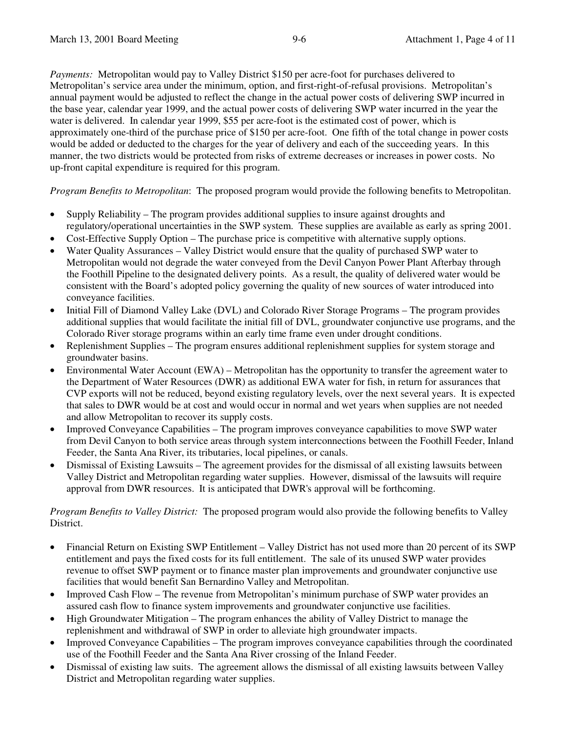*Payments:* Metropolitan would pay to Valley District $150 per acre-foot for purchases delivered to Metropolitan's service area under the minimum, option, and first-right-of-refusal provisions. Metropolitan's annual payment would be adjusted to reflect the change in the actual power costs of delivering SWP incurred in the base year, calendar year 1999, and the actual power costs of delivering SWP water incurred in the year the water is delivered. In calendar year 1999, $55 per acre-foot is the estimated cost of power, which is approximately one-third of the purchase price of $150 per acre-foot. One fifth of the total change in power costs would be added or deducted to the charges for the year of delivery and each of the succeeding years. In this manner, the two districts would be protected from risks of extreme decreases or increases in power costs. No up-front capital expenditure is required for this program.

*Program Benefits to Metropolitan*: The proposed program would provide the following benefits to Metropolitan.

- Supply Reliability – The program provides additional supplies to insure against droughts and regulatory/operational uncertainties in the SWP system. These supplies are available as early as spring 2001.
- Cost-Effective Supply Option – The purchase price is competitive with alternative supply options.
- Water Quality Assurances – Valley District would ensure that the quality of purchased SWP water to Metropolitan would not degrade the water conveyed from the Devil Canyon Power Plant Afterbay through the Foothill Pipeline to the designated delivery points. As a result, the quality of delivered water would be consistent with the Board's adopted policy governing the quality of new sources of water introduced into conveyance facilities.
- Initial Fill of Diamond Valley Lake (DVL) and Colorado River Storage Programs – The program provides additional supplies that would facilitate the initial fill of DVL, groundwater conjunctive use programs, and the Colorado River storage programs within an early time frame even under drought conditions.
- Replenishment Supplies – The program ensures additional replenishment supplies for system storage and groundwater basins.
- Environmental Water Account (EWA) – Metropolitan has the opportunity to transfer the agreement water to the Department of Water Resources (DWR) as additional EWA water for fish, in return for assurances that CVP exports will not be reduced, beyond existing regulatory levels, over the next several years. It is expected that sales to DWR would be at cost and would occur in normal and wet years when supplies are not needed and allow Metropolitan to recover its supply costs.
- Improved Conveyance Capabilities – The program improves conveyance capabilities to move SWP water from Devil Canyon to both service areas through system interconnections between the Foothill Feeder, Inland Feeder, the Santa Ana River, its tributaries, local pipelines, or canals.
- Dismissal of Existing Lawsuits – The agreement provides for the dismissal of all existing lawsuits between Valley District and Metropolitan regarding water supplies. However, dismissal of the lawsuits will require approval from DWR resources. It is anticipated that DWR's approval will be forthcoming.

*Program Benefits to Valley District:* The proposed program would also provide the following benefits to Valley District.

- Financial Return on Existing SWP Entitlement – Valley District has not used more than 20 percent of its SWP entitlement and pays the fixed costs for its full entitlement. The sale of its unused SWP water provides revenue to offset SWP payment or to finance master plan improvements and groundwater conjunctive use facilities that would benefit San Bernardino Valley and Metropolitan.
- Improved Cash Flow – The revenue from Metropolitan's minimum purchase of SWP water provides an assured cash flow to finance system improvements and groundwater conjunctive use facilities.
- High Groundwater Mitigation – The program enhances the ability of Valley District to manage the replenishment and withdrawal of SWP in order to alleviate high groundwater impacts.
- Improved Conveyance Capabilities – The program improves conveyance capabilities through the coordinated use of the Foothill Feeder and the Santa Ana River crossing of the Inland Feeder.
- Dismissal of existing law suits. The agreement allows the dismissal of all existing lawsuits between Valley District and Metropolitan regarding water supplies.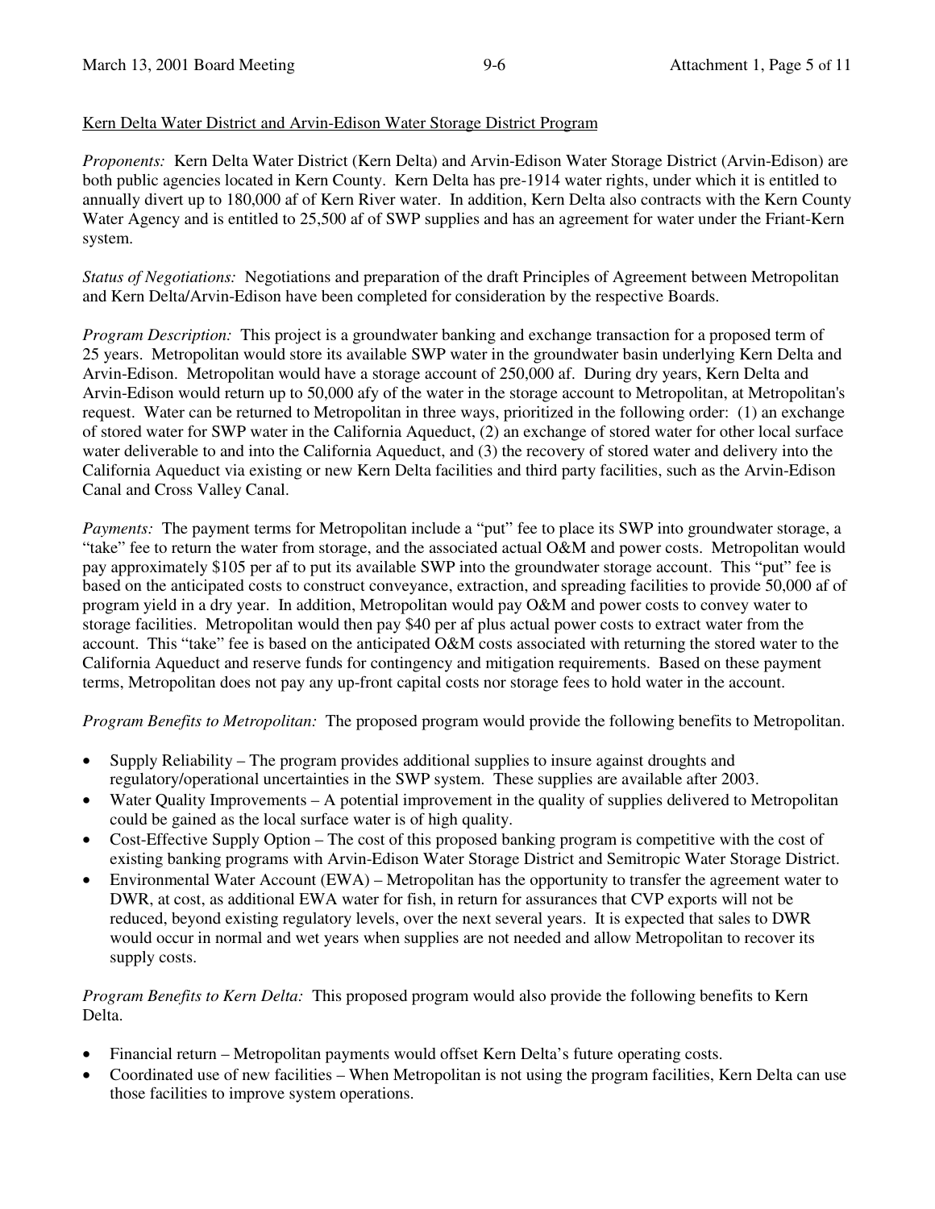Kern Delta Water District and Arvin-Edison Water Storage District Program

*Proponents:* Kern Delta Water District (Kern Delta) and Arvin-Edison Water Storage District (Arvin-Edison) are both public agencies located in Kern County. Kern Delta has pre-1914 water rights, under which it is entitled to annually divert up to 180,000 af of Kern River water. In addition, Kern Delta also contracts with the Kern County Water Agency and is entitled to 25,500 af of SWP supplies and has an agreement for water under the Friant-Kern system.

*Status of Negotiations:* Negotiations and preparation of the draft Principles of Agreement between Metropolitan and Kern Delta/Arvin-Edison have been completed for consideration by the respective Boards.

*Program Description:* This project is a groundwater banking and exchange transaction for a proposed term of 25 years. Metropolitan would store its available SWP water in the groundwater basin underlying Kern Delta and Arvin-Edison. Metropolitan would have a storage account of 250,000 af. During dry years, Kern Delta and Arvin-Edison would return up to 50,000 afy of the water in the storage account to Metropolitan, at Metropolitan's request. Water can be returned to Metropolitan in three ways, prioritized in the following order: (1) an exchange of stored water for SWP water in the California Aqueduct, (2) an exchange of stored water for other local surface water deliverable to and into the California Aqueduct, and (3) the recovery of stored water and delivery into the California Aqueduct via existing or new Kern Delta facilities and third party facilities, such as the Arvin-Edison Canal and Cross Valley Canal.

*Payments:* The payment terms for Metropolitan include a "put" fee to place its SWP into groundwater storage, a "take" fee to return the water from storage, and the associated actual O&M and power costs. Metropolitan would pay approximately $105 per af to put its available SWP into the groundwater storage account. This "put" fee is based on the anticipated costs to construct conveyance, extraction, and spreading facilities to provide 50,000 af of program yield in a dry year. In addition, Metropolitan would pay O&M and power costs to convey water to storage facilities. Metropolitan would then pay $40 per af plus actual power costs to extract water from the account. This "take" fee is based on the anticipated O&M costs associated with returning the stored water to the California Aqueduct and reserve funds for contingency and mitigation requirements. Based on these payment terms, Metropolitan does not pay any up-front capital costs nor storage fees to hold water in the account.

*Program Benefits to Metropolitan:* The proposed program would provide the following benefits to Metropolitan.

- Supply Reliability – The program provides additional supplies to insure against droughts and regulatory/operational uncertainties in the SWP system. These supplies are available after 2003.
- Water Quality Improvements – A potential improvement in the quality of supplies delivered to Metropolitan could be gained as the local surface water is of high quality.
- Cost-Effective Supply Option – The cost of this proposed banking program is competitive with the cost of existing banking programs with Arvin-Edison Water Storage District and Semitropic Water Storage District.
- Environmental Water Account (EWA) – Metropolitan has the opportunity to transfer the agreement water to DWR, at cost, as additional EWA water for fish, in return for assurances that CVP exports will not be reduced, beyond existing regulatory levels, over the next several years. It is expected that sales to DWR would occur in normal and wet years when supplies are not needed and allow Metropolitan to recover its supply costs.

*Program Benefits to Kern Delta:* This proposed program would also provide the following benefits to Kern Delta.

- Financial return – Metropolitan payments would offset Kern Delta's future operating costs.
- Coordinated use of new facilities – When Metropolitan is not using the program facilities, Kern Delta can use those facilities to improve system operations.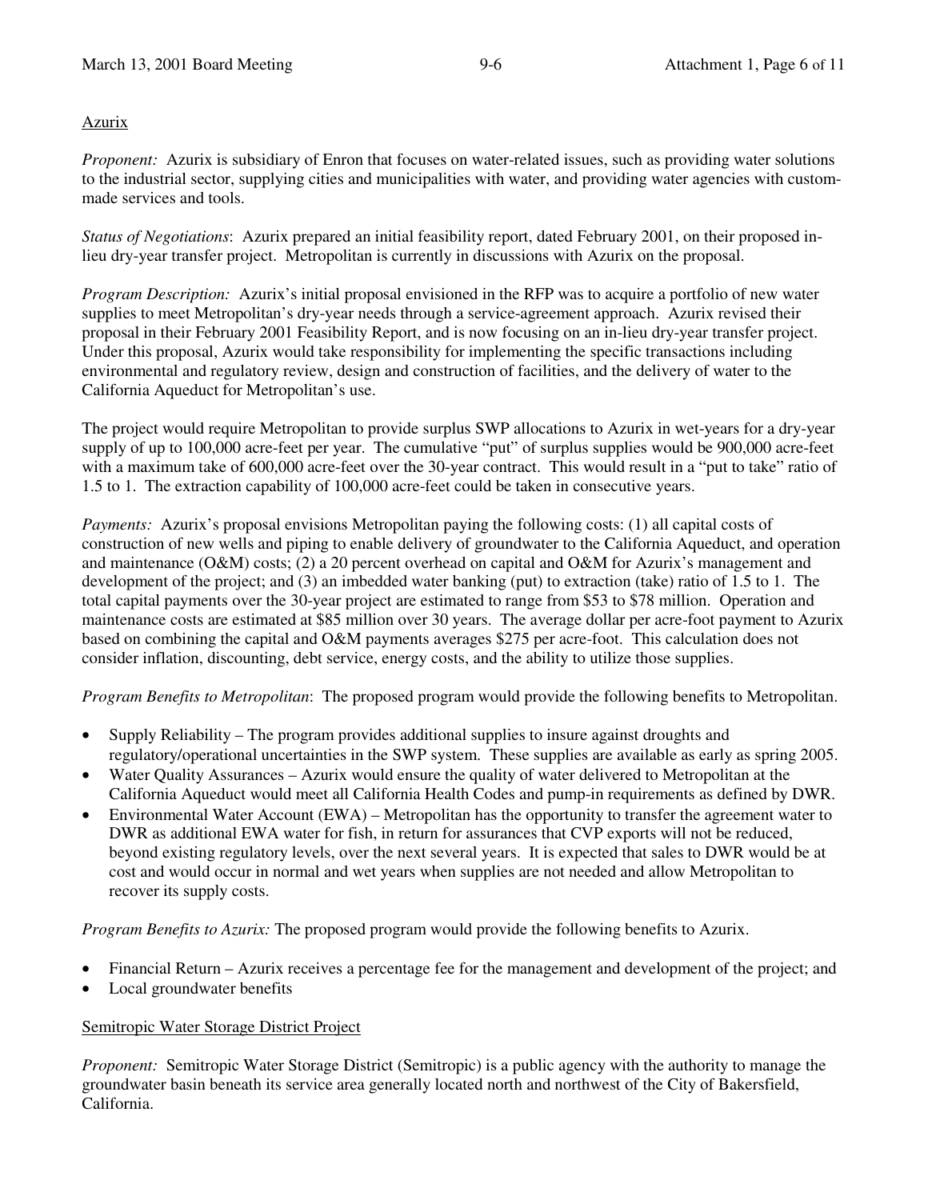Azurix

*Proponent:* Azurix is subsidiary of Enron that focuses on water-related issues, such as providing water solutions to the industrial sector, supplying cities and municipalities with water, and providing water agencies with custom-made services and tools.

*Status of Negotiations*: Azurix prepared an initial feasibility report, dated February 2001, on their proposed in-lieu dry-year transfer project. Metropolitan is currently in discussions with Azurix on the proposal.

*Program Description:* Azurix's initial proposal envisioned in the RFP was to acquire a portfolio of new water supplies to meet Metropolitan's dry-year needs through a service-agreement approach. Azurix revised their proposal in their February 2001 Feasibility Report, and is now focusing on an in-lieu dry-year transfer project. Under this proposal, Azurix would take responsibility for implementing the specific transactions including environmental and regulatory review, design and construction of facilities, and the delivery of water to the California Aqueduct for Metropolitan's use.

The project would require Metropolitan to provide surplus SWP allocations to Azurix in wet-years for a dry-year supply of up to 100,000 acre-feet per year. The cumulative "put" of surplus supplies would be 900,000 acre-feet with a maximum take of 600,000 acre-feet over the 30-year contract. This would result in a "put to take" ratio of 1.5 to 1. The extraction capability of 100,000 acre-feet could be taken in consecutive years.

*Payments:* Azurix's proposal envisions Metropolitan paying the following costs: (1) all capital costs of construction of new wells and piping to enable delivery of groundwater to the California Aqueduct, and operation and maintenance (O&M) costs; (2) a 20 percent overhead on capital and O&M for Azurix's management and development of the project; and (3) an imbedded water banking (put) to extraction (take) ratio of 1.5 to 1. The total capital payments over the 30-year project are estimated to range from $53 to $78 million. Operation and maintenance costs are estimated at $85 million over 30 years. The average dollar per acre-foot payment to Azurix based on combining the capital and O&M payments averages $275 per acre-foot. This calculation does not consider inflation, discounting, debt service, energy costs, and the ability to utilize those supplies.

*Program Benefits to Metropolitan*: The proposed program would provide the following benefits to Metropolitan.

- Supply Reliability – The program provides additional supplies to insure against droughts and regulatory/operational uncertainties in the SWP system. These supplies are available as early as spring 2005.
- Water Quality Assurances – Azurix would ensure the quality of water delivered to Metropolitan at the California Aqueduct would meet all California Health Codes and pump-in requirements as defined by DWR.
- Environmental Water Account (EWA) – Metropolitan has the opportunity to transfer the agreement water to DWR as additional EWA water for fish, in return for assurances that CVP exports will not be reduced, beyond existing regulatory levels, over the next several years. It is expected that sales to DWR would be at cost and would occur in normal and wet years when supplies are not needed and allow Metropolitan to recover its supply costs.

*Program Benefits to Azurix:* The proposed program would provide the following benefits to Azurix.

- Financial Return – Azurix receives a percentage fee for the management and development of the project; and
- Local groundwater benefits

Semitropic Water Storage District Project

*Proponent:* Semitropic Water Storage District (Semitropic) is a public agency with the authority to manage the groundwater basin beneath its service area generally located north and northwest of the City of Bakersfield, California.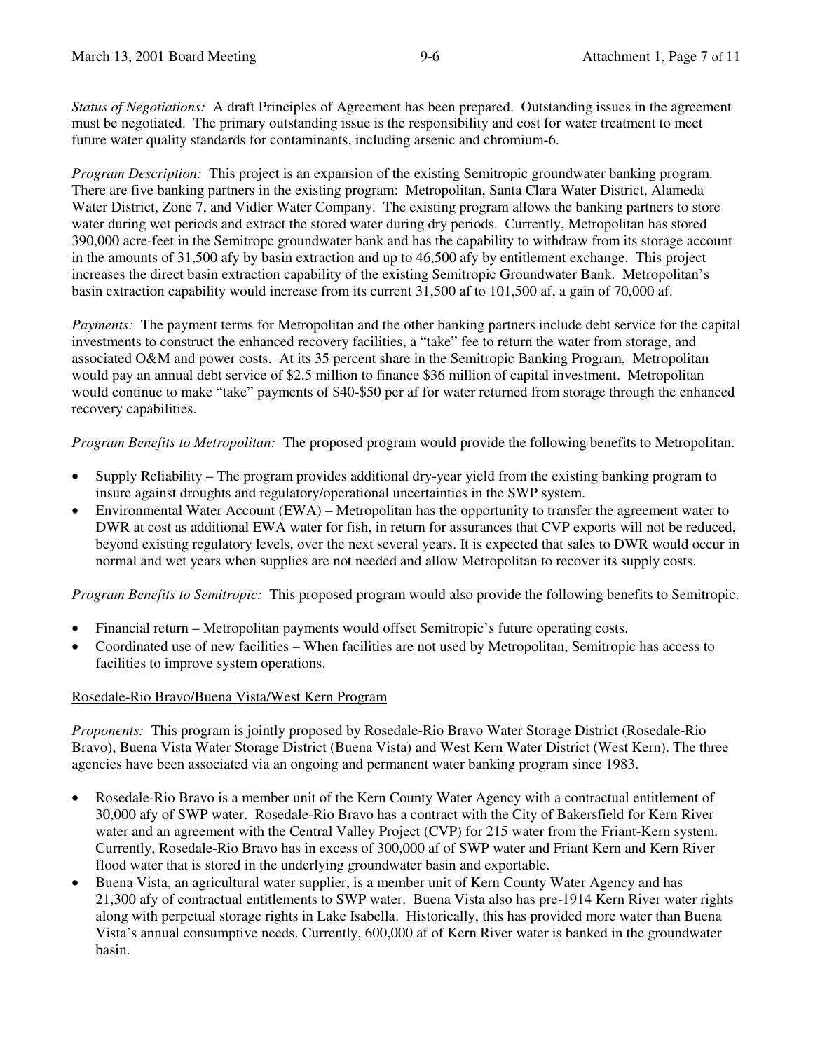*Status of Negotiations:* A draft Principles of Agreement has been prepared. Outstanding issues in the agreement must be negotiated. The primary outstanding issue is the responsibility and cost for water treatment to meet future water quality standards for contaminants, including arsenic and chromium-6.

*Program Description:* This project is an expansion of the existing Semitropic groundwater banking program. There are five banking partners in the existing program: Metropolitan, Santa Clara Water District, Alameda Water District, Zone 7, and Vidler Water Company. The existing program allows the banking partners to store water during wet periods and extract the stored water during dry periods. Currently, Metropolitan has stored 390,000 acre-feet in the Semitropc groundwater bank and has the capability to withdraw from its storage account in the amounts of 31,500 afy by basin extraction and up to 46,500 afy by entitlement exchange. This project increases the direct basin extraction capability of the existing Semitropic Groundwater Bank. Metropolitan's basin extraction capability would increase from its current 31,500 af to 101,500 af, a gain of 70,000 af.

*Payments:* The payment terms for Metropolitan and the other banking partners include debt service for the capital investments to construct the enhanced recovery facilities, a "take" fee to return the water from storage, and associated O&M and power costs. At its 35 percent share in the Semitropic Banking Program, Metropolitan would pay an annual debt service of $2.5 million to finance $36 million of capital investment. Metropolitan would continue to make "take" payments of $40-$50 per af for water returned from storage through the enhanced recovery capabilities.

*Program Benefits to Metropolitan:* The proposed program would provide the following benefits to Metropolitan.

- Supply Reliability – The program provides additional dry-year yield from the existing banking program to insure against droughts and regulatory/operational uncertainties in the SWP system.
- Environmental Water Account (EWA) – Metropolitan has the opportunity to transfer the agreement water to DWR at cost as additional EWA water for fish, in return for assurances that CVP exports will not be reduced, beyond existing regulatory levels, over the next several years. It is expected that sales to DWR would occur in normal and wet years when supplies are not needed and allow Metropolitan to recover its supply costs.

*Program Benefits to Semitropic:* This proposed program would also provide the following benefits to Semitropic.

- Financial return – Metropolitan payments would offset Semitropic's future operating costs.
- Coordinated use of new facilities – When facilities are not used by Metropolitan, Semitropic has access to facilities to improve system operations.

<u>Rosedale-Rio Bravo/Buena Vista/West Kern Program</u>

*Proponents:* This program is jointly proposed by Rosedale-Rio Bravo Water Storage District (Rosedale-Rio Bravo), Buena Vista Water Storage District (Buena Vista) and West Kern Water District (West Kern). The three agencies have been associated via an ongoing and permanent water banking program since 1983.

- Rosedale-Rio Bravo is a member unit of the Kern County Water Agency with a contractual entitlement of 30,000 afy of SWP water. Rosedale-Rio Bravo has a contract with the City of Bakersfield for Kern River water and an agreement with the Central Valley Project (CVP) for 215 water from the Friant-Kern system. Currently, Rosedale-Rio Bravo has in excess of 300,000 af of SWP water and Friant Kern and Kern River flood water that is stored in the underlying groundwater basin and exportable.
- Buena Vista, an agricultural water supplier, is a member unit of Kern County Water Agency and has 21,300 afy of contractual entitlements to SWP water. Buena Vista also has pre-1914 Kern River water rights along with perpetual storage rights in Lake Isabella. Historically, this has provided more water than Buena Vista's annual consumptive needs. Currently, 600,000 af of Kern River water is banked in the groundwater basin.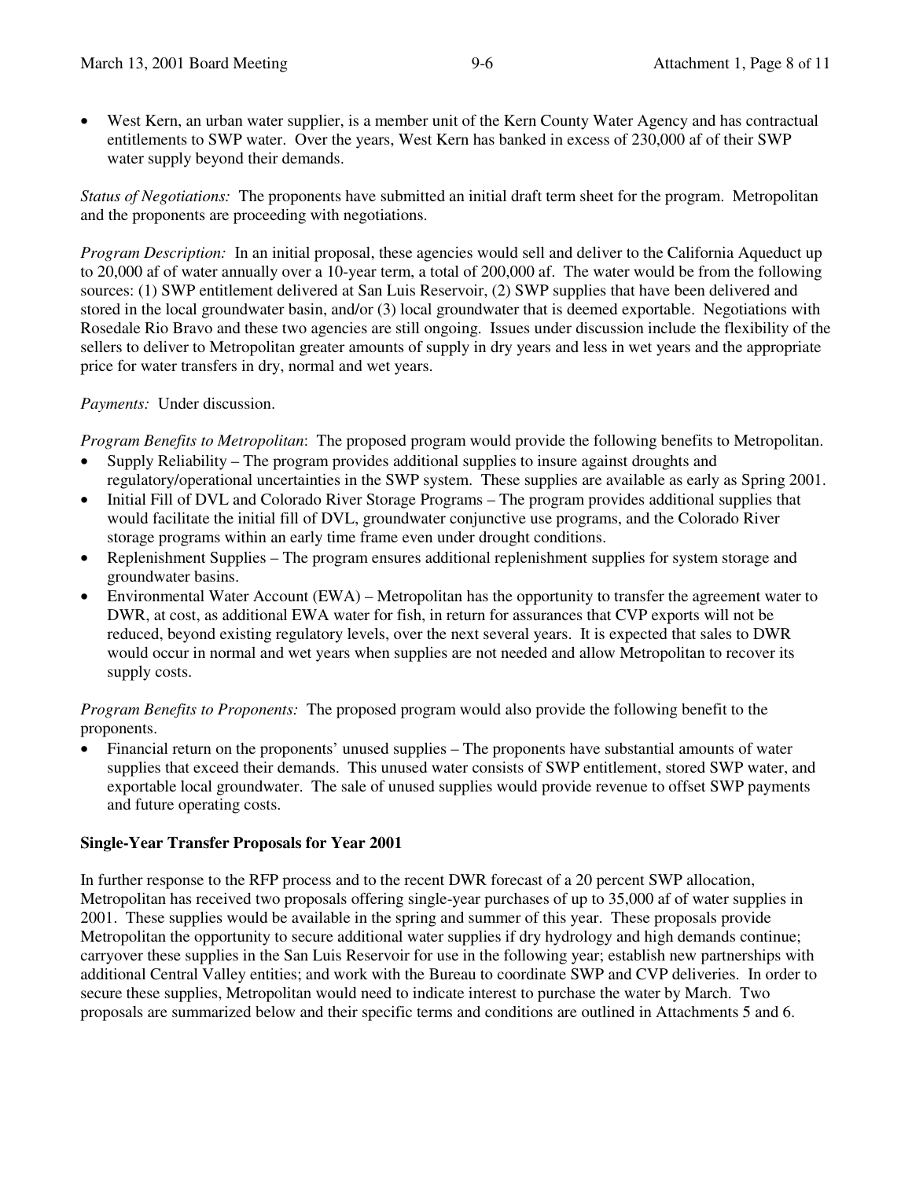- West Kern, an urban water supplier, is a member unit of the Kern County Water Agency and has contractual entitlements to SWP water. Over the years, West Kern has banked in excess of 230,000 af of their SWP water supply beyond their demands.

*Status of Negotiations:* The proponents have submitted an initial draft term sheet for the program. Metropolitan and the proponents are proceeding with negotiations.

*Program Description:* In an initial proposal, these agencies would sell and deliver to the California Aqueduct up to 20,000 af of water annually over a 10-year term, a total of 200,000 af. The water would be from the following sources: (1) SWP entitlement delivered at San Luis Reservoir, (2) SWP supplies that have been delivered and stored in the local groundwater basin, and/or (3) local groundwater that is deemed exportable. Negotiations with Rosedale Rio Bravo and these two agencies are still ongoing. Issues under discussion include the flexibility of the sellers to deliver to Metropolitan greater amounts of supply in dry years and less in wet years and the appropriate price for water transfers in dry, normal and wet years.

*Payments:* Under discussion.

*Program Benefits to Metropolitan*: The proposed program would provide the following benefits to Metropolitan.

- Supply Reliability – The program provides additional supplies to insure against droughts and regulatory/operational uncertainties in the SWP system. These supplies are available as early as Spring 2001.
- Initial Fill of DVL and Colorado River Storage Programs – The program provides additional supplies that would facilitate the initial fill of DVL, groundwater conjunctive use programs, and the Colorado River storage programs within an early time frame even under drought conditions.
- Replenishment Supplies – The program ensures additional replenishment supplies for system storage and groundwater basins.
- Environmental Water Account (EWA) – Metropolitan has the opportunity to transfer the agreement water to DWR, at cost, as additional EWA water for fish, in return for assurances that CVP exports will not be reduced, beyond existing regulatory levels, over the next several years. It is expected that sales to DWR would occur in normal and wet years when supplies are not needed and allow Metropolitan to recover its supply costs.

*Program Benefits to Proponents:* The proposed program would also provide the following benefit to the proponents.

- Financial return on the proponents' unused supplies – The proponents have substantial amounts of water supplies that exceed their demands. This unused water consists of SWP entitlement, stored SWP water, and exportable local groundwater. The sale of unused supplies would provide revenue to offset SWP payments and future operating costs.

**Single-Year Transfer Proposals for Year 2001**

In further response to the RFP process and to the recent DWR forecast of a 20 percent SWP allocation, Metropolitan has received two proposals offering single-year purchases of up to 35,000 af of water supplies in 2001. These supplies would be available in the spring and summer of this year. These proposals provide Metropolitan the opportunity to secure additional water supplies if dry hydrology and high demands continue; carryover these supplies in the San Luis Reservoir for use in the following year; establish new partnerships with additional Central Valley entities; and work with the Bureau to coordinate SWP and CVP deliveries. In order to secure these supplies, Metropolitan would need to indicate interest to purchase the water by March. Two proposals are summarized below and their specific terms and conditions are outlined in Attachments 5 and 6.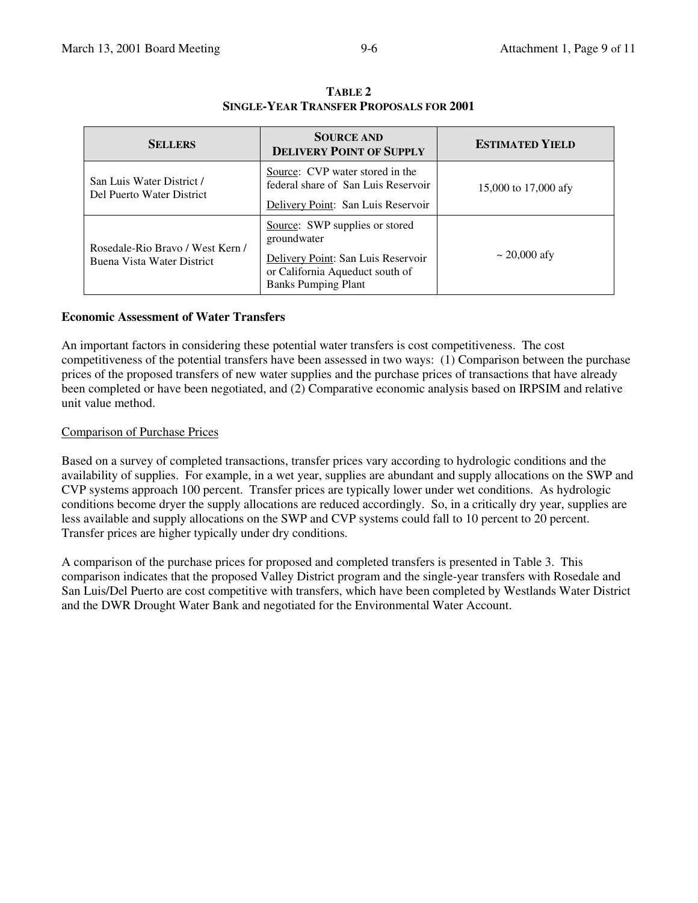**TABLE 2**
**SINGLE-YEAR TRANSFER PROPOSALS FOR 2001**

| SELLERS | SOURCE AND DELIVERY POINT OF SUPPLY | ESTIMATED YIELD |
| --- | --- | --- |
| San Luis Water District / Del Puerto Water District | Source: CVP water stored in the federal share of San Luis Reservoir<br>Delivery Point: San Luis Reservoir | 15,000 to 17,000 afy |
| Rosedale-Rio Bravo / West Kern / Buena Vista Water District | Source: SWP supplies or stored groundwater<br>Delivery Point: San Luis Reservoir or California Aqueduct south of Banks Pumping Plant | ~ 20,000 afy |

**Economic Assessment of Water Transfers**

An important factors in considering these potential water transfers is cost competitiveness. The cost competitiveness of the potential transfers have been assessed in two ways: (1) Comparison between the purchase prices of the proposed transfers of new water supplies and the purchase prices of transactions that have already been completed or have been negotiated, and (2) Comparative economic analysis based on IRPSIM and relative unit value method.

Comparison of Purchase Prices

Based on a survey of completed transactions, transfer prices vary according to hydrologic conditions and the availability of supplies. For example, in a wet year, supplies are abundant and supply allocations on the SWP and CVP systems approach 100 percent. Transfer prices are typically lower under wet conditions. As hydrologic conditions become dryer the supply allocations are reduced accordingly. So, in a critically dry year, supplies are less available and supply allocations on the SWP and CVP systems could fall to 10 percent to 20 percent. Transfer prices are higher typically under dry conditions.

A comparison of the purchase prices for proposed and completed transfers is presented in Table 3. This comparison indicates that the proposed Valley District program and the single-year transfers with Rosedale and San Luis/Del Puerto are cost competitive with transfers, which have been completed by Westlands Water District and the DWR Drought Water Bank and negotiated for the Environmental Water Account.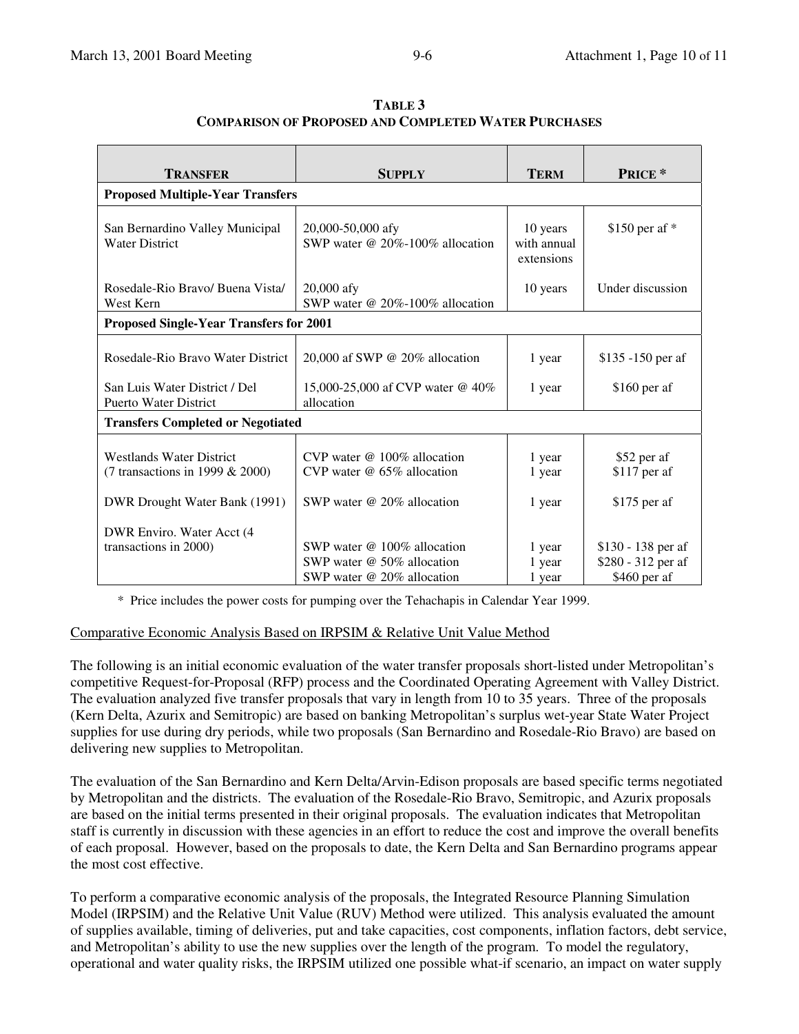**TABLE 3**
**COMPARISON OF PROPOSED AND COMPLETED WATER PURCHASES**

| TRANSFER | SUPPLY | TERM | PRICE * |
|---|---|---|---|
| **Proposed Multiple-Year Transfers** | | | |
| San Bernardino Valley Municipal Water District | 20,000-50,000 afy<br>SWP water @ 20%-100% allocation | 10 years with annual extensions | $150 per af * |
| Rosedale-Rio Bravo/ Buena Vista/ West Kern | 20,000 afy<br>SWP water @ 20%-100% allocation | 10 years | Under discussion |
| **Proposed Single-Year Transfers for 2001** | | | |
| Rosedale-Rio Bravo Water District | 20,000 af SWP @ 20% allocation | 1 year | $135 -150 per af |
| San Luis Water District / Del Puerto Water District | 15,000-25,000 af CVP water @ 40% allocation | 1 year | $160 per af |
| **Transfers Completed or Negotiated** | | | |
| Westlands Water District<br>(7 transactions in 1999 & 2000) | CVP water @ 100% allocation<br>CVP water @ 65% allocation | 1 year<br>1 year | $52 per af<br>$117 per af |
| DWR Drought Water Bank (1991) | SWP water @ 20% allocation | 1 year | $175 per af |
| DWR Enviro. Water Acct (4 transactions in 2000) | SWP water @ 100% allocation<br>SWP water @ 50% allocation<br>SWP water @ 20% allocation | 1 year<br>1 year<br>1 year | $130 - 138 per af<br>$280 - 312 per af<br>$460 per af |

\* Price includes the power costs for pumping over the Tehachapis in Calendar Year 1999.

Comparative Economic Analysis Based on IRPSIM & Relative Unit Value Method

The following is an initial economic evaluation of the water transfer proposals short-listed under Metropolitan's competitive Request-for-Proposal (RFP) process and the Coordinated Operating Agreement with Valley District. The evaluation analyzed five transfer proposals that vary in length from 10 to 35 years. Three of the proposals (Kern Delta, Azurix and Semitropic) are based on banking Metropolitan's surplus wet-year State Water Project supplies for use during dry periods, while two proposals (San Bernardino and Rosedale-Rio Bravo) are based on delivering new supplies to Metropolitan.

The evaluation of the San Bernardino and Kern Delta/Arvin-Edison proposals are based specific terms negotiated by Metropolitan and the districts. The evaluation of the Rosedale-Rio Bravo, Semitropic, and Azurix proposals are based on the initial terms presented in their original proposals. The evaluation indicates that Metropolitan staff is currently in discussion with these agencies in an effort to reduce the cost and improve the overall benefits of each proposal. However, based on the proposals to date, the Kern Delta and San Bernardino programs appear the most cost effective.

To perform a comparative economic analysis of the proposals, the Integrated Resource Planning Simulation Model (IRPSIM) and the Relative Unit Value (RUV) Method were utilized. This analysis evaluated the amount of supplies available, timing of deliveries, put and take capacities, cost components, inflation factors, debt service, and Metropolitan's ability to use the new supplies over the length of the program. To model the regulatory, operational and water quality risks, the IRPSIM utilized one possible what-if scenario, an impact on water supply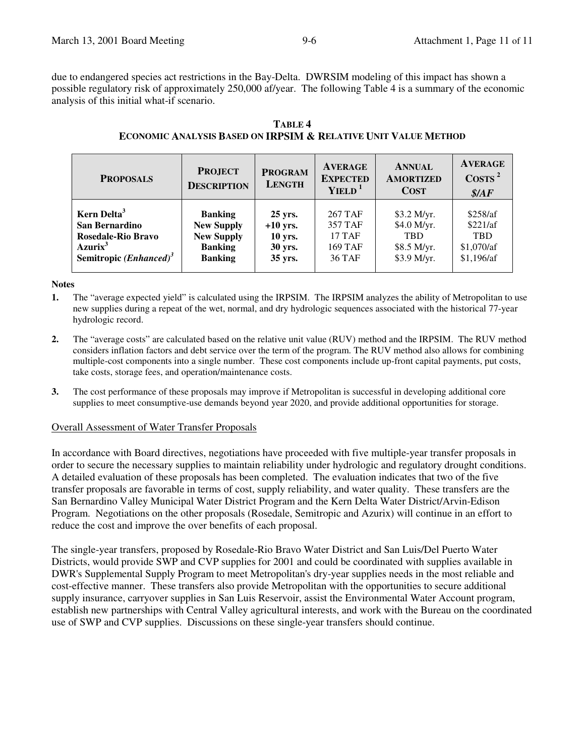due to endangered species act restrictions in the Bay-Delta. DWRSIM modeling of this impact has shown a possible regulatory risk of approximately 250,000 af/year. The following Table 4 is a summary of the economic analysis of this initial what-if scenario.

**TABLE 4**
**ECONOMIC ANALYSIS BASED ON IRPSIM & RELATIVE UNIT VALUE METHOD**

| PROPOSALS | PROJECT DESCRIPTION | PROGRAM LENGTH | AVERAGE EXPECTED YIELD [1] | ANNUAL AMORTIZED COST | AVERAGE COSTS [2] *$/AF* |
|---|---|---|---|---|---|
| **Kern Delta[3]** | **Banking** | **25 yrs.** | 267 TAF | $3.2 M/yr. | $258/af |
| **San Bernardino** | **New Supply** | **+10 yrs.** | 357 TAF | $4.0 M/yr. | $221/af |
| **Rosedale-Rio Bravo** | **New Supply** | **10 yrs.** | 17 TAF | TBD | TBD |
| **Azurix[3]** | **Banking** | **30 yrs.** | 169 TAF | $8.5 M/yr. | $1,070/af |
| **Semitropic *(Enhanced)*[3]** | **Banking** | **35 yrs.** | 36 TAF | $3.9 M/yr. | $1,196/af |

**Notes**

1. The "average expected yield" is calculated using the IRPSIM. The IRPSIM analyzes the ability of Metropolitan to use new supplies during a repeat of the wet, normal, and dry hydrologic sequences associated with the historical 77-year hydrologic record.
2. The "average costs" are calculated based on the relative unit value (RUV) method and the IRPSIM. The RUV method considers inflation factors and debt service over the term of the program. The RUV method also allows for combining multiple-cost components into a single number. These cost components include up-front capital payments, put costs, take costs, storage fees, and operation/maintenance costs.
3. The cost performance of these proposals may improve if Metropolitan is successful in developing additional core supplies to meet consumptive-use demands beyond year 2020, and provide additional opportunities for storage.

Overall Assessment of Water Transfer Proposals

In accordance with Board directives, negotiations have proceeded with five multiple-year transfer proposals in order to secure the necessary supplies to maintain reliability under hydrologic and regulatory drought conditions. A detailed evaluation of these proposals has been completed. The evaluation indicates that two of the five transfer proposals are favorable in terms of cost, supply reliability, and water quality. These transfers are the San Bernardino Valley Municipal Water District Program and the Kern Delta Water District/Arvin-Edison Program. Negotiations on the other proposals (Rosedale, Semitropic and Azurix) will continue in an effort to reduce the cost and improve the over benefits of each proposal.

The single-year transfers, proposed by Rosedale-Rio Bravo Water District and San Luis/Del Puerto Water Districts, would provide SWP and CVP supplies for 2001 and could be coordinated with supplies available in DWR's Supplemental Supply Program to meet Metropolitan's dry-year supplies needs in the most reliable and cost-effective manner. These transfers also provide Metropolitan with the opportunities to secure additional supply insurance, carryover supplies in San Luis Reservoir, assist the Environmental Water Account program, establish new partnerships with Central Valley agricultural interests, and work with the Bureau on the coordinated use of SWP and CVP supplies. Discussions on these single-year transfers should continue.